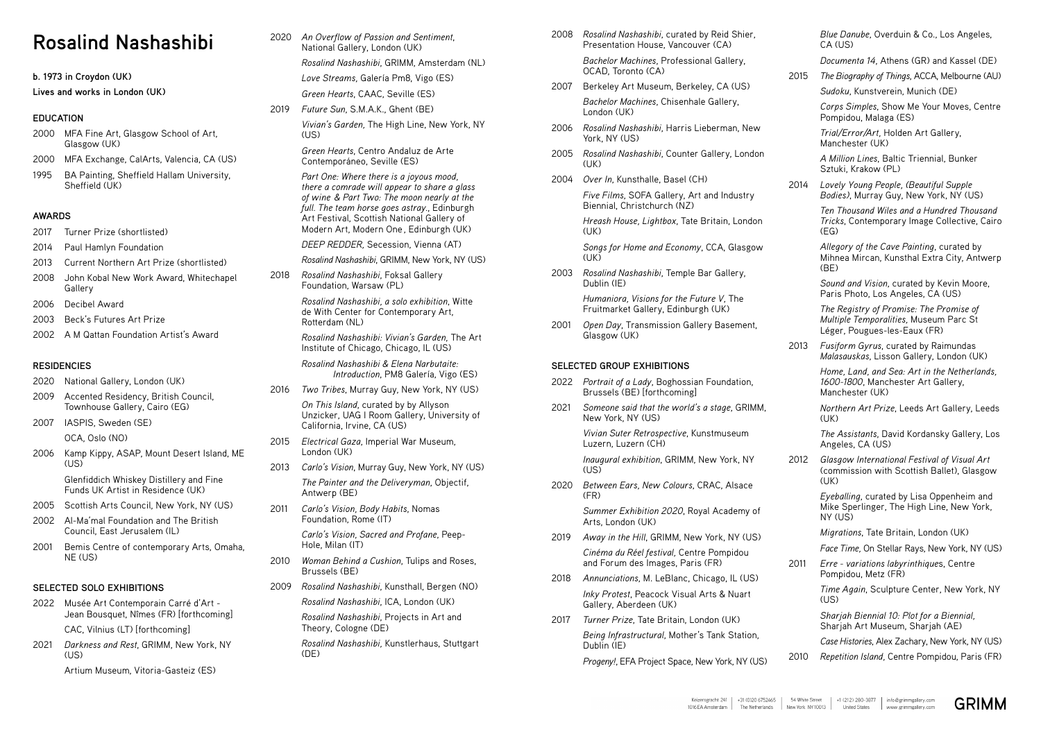# Rosalind Nashashibi

**b. 1973 in Croydon (UK)**

**Lives and works in London (UK)**

## EDUCATION

2000 MFA Fine Art, Glasgow School of Art, Glasgow (UK)

2000 MFA Exchange, CalArts, Valencia, CA (US)

1995 BA Painting, Sheffield Hallam University, Sheffield (UK)

## AWARDS

2017 Turner Prize (shortlisted)

2014 Paul Hamlyn Foundation

2013 Current Northern Art Prize (shortlisted)

2008 John Kobal New Work Award, Whitechapel Gallery

2006 Decibel Award

2003 Beck's Futures Art Prize

2002 A M Qattan Foundation Artist's Award

## RESIDENCIES

2020 National Gallery, London (UK)

2009 Accented Residency, British Council, Townhouse Gallery, Cairo (EG)

2007 IASPIS, Sweden (SE)

OCA, Oslo (NO)

2006 Kamp Kippy, ASAP, Mount Desert Island, ME (US)

Glenfiddich Whiskey Distillery and Fine Funds UK Artist in Residence (UK)

2005 Scottish Arts Council, New York, NY (US)

2002 Al-Ma'mal Foundation and The British Council, East Jerusalem (IL)

2001 Bemis Centre of contemporary Arts, Omaha, NE (US)

## SELECTED SOLO EXHIBITIONS

2022 Musée Art Contemporain Carré d'Art - Jean Bousquet, Nîmes (FR) [forthcoming]

CAC, Vilnius (LT) [forthcoming]

2021 *Darkness and Rest*, GRIMM, New York, NY (US)

Artium Museum, Vitoria-Gasteiz (ES)

2020 *An Overflow of Passion and Sentiment*, National Gallery, London (UK)

*Rosalind Nashashibi*, GRIMM, Amsterdam (NL)

*Love Streams*, Galería Pm8, Vigo (ES)

*Green Hearts*, CAAC, Seville (ES)

2019 *Future Sun*, S.M.A.K., Ghent (BE)

*Vivian's Garden,* The High Line, New York, NY (US)

*Green Hearts*, Centro Andaluz de Arte Contemporáneo, Seville (ES)

*Part One: Where there is a joyous mood, there a comrade will appear to share a glass of wine & Part Two: The moon nearly at the full. The team horse goes astray.*, Edinburgh Art Festival, Scottish National Gallery of Modern Art, Modern One , Edinburgh (UK)

*DEEP REDDER,* Secession, Vienna (AT)

*Rosalind Nashashibi*, GRIMM, New York, NY (US)

2018 *Rosalind Nashashibi*, Foksal Gallery Foundation, Warsaw (PL)

*Rosalind Nashashibi, a solo exhibition*, Witte de With Center for Contemporary Art, Rotterdam (NL)

*Rosalind Nashashibi: Vivian's Garden,* The Art Institute of Chicago, Chicago, IL (US)

*Rosalind Nashashibi & Elena Narbutaite: Introduction*, PM8 Galería, Vigo (ES)

2016 *Two Tribes*, Murray Guy, New York, NY (US)

*On This Island*, curated by by Allyson Unzicker, UAG I Room Gallery, University of California, Irvine, CA (US)

2015 *Electrical Gaza*, Imperial War Museum, London (UK)

2013 *Carlo's Vision*, Murray Guy, New York, NY (US)

*The Painter and the Deliveryman*, Objectif, Antwerp (BE)

2011 *Carlo's Vision, Body Habits*, Nomas Foundation, Rome (IT)

*Carlo's Vision, Sacred and Profane*, Peep-Hole, Milan (IT)

2010 *Woman Behind a Cushion,* Tulips and Roses, Brussels (BE)

2009 *Rosalind Nashashibi*, Kunsthall, Bergen (NO)

*Rosalind Nashashibi*, ICA, London (UK)

*Rosalind Nashashibi*, Projects in Art and Theory, Cologne (DE)

*Rosalind Nashashibi,* Kunstlerhaus, Stuttgart (DE)

2008 *Rosalind Nashashibi*, curated by Reid Shier, Presentation House, Vancouver (CA)

*Bachelor Machines*, Professional Gallery, OCAD, Toronto (CA)

2007 Berkeley Art Museum, Berkeley, CA (US)

*Bachelor Machines*, Chisenhale Gallery, London (UK)

2006 *Rosalind Nashashibi*, Harris Lieberman, New York, NY (US)

2005 *Rosalind Nashashibi*, Counter Gallery, London (UK)

2004 *Over In*, Kunsthalle, Basel (CH)

*Five Films*, SOFA Gallery, Art and Industry Biennial, Christchurch (NZ)

*Hreash House, Lightbox*, Tate Britain, London (UK)

*Songs for Home and Economy*, CCA, Glasgow (UK)

2003 *Rosalind Nashashibi*, Temple Bar Gallery, Dublin (IE)

*Humaniora, Visions for the Future V*, The Fruitmarket Gallery, Edinburgh (UK)

2001 *Open Day*, Transmission Gallery Basement, Glasgow (UK)

## SELECTED GROUP EXHIBITIONS

2022 *Portrait of a Lady*, Boghossian Foundation, Brussels (BE) [forthcoming]

2021 *Someone said that the world's a stage*, GRIMM, New York, NY (US)

*Vivian Suter Retrospective*, Kunstmuseum Luzern, Luzern (CH)

*Inaugural exhibition*, GRIMM, New York, NY (US)

2020 *Between Ears, New Colours*, CRAC, Alsace (FR)

*Summer Exhibition 2020*, Royal Academy of Arts, London (UK)

2019 *Away in the Hill*, GRIMM, New York, NY (US)

*Cinéma du Réel festival,* Centre Pompidou and Forum des Images, Paris (FR)

2018 *Annunciations*, M. LeBlanc, Chicago, IL (US)

*Inky Protest*, Peacock Visual Arts & Nuart Gallery, Aberdeen (UK)

2017 *Turner Prize*, Tate Britain, London (UK)

*Being Infrastructural*, Mother's Tank Station, Dublin (IE)

*Progeny!*, EFA Project Space, New York, NY (US)

*Blue Danube*, Overduin & Co., Los Angeles, CA (US)

*Documenta 14,* Athens (GR) and Kassel (DE)

2015 *The Biography of Things*, ACCA, Melbourne (AU)

*Sudoku*, Kunstverein, Munich (DE)

*Corps Simples*, Show Me Your Moves, Centre Pompidou, Malaga (ES)

*Trial/Error/Art*, Holden Art Gallery, Manchester (UK)

*A Million Lines*, Baltic Triennial, Bunker Sztuki, Krakow (PL)

2014 *Lovely Young People, (Beautiful Supple Bodies)*, Murray Guy, New York, NY (US)

*Ten Thousand Wiles and a Hundred Thousand Tricks*, Contemporary Image Collective, Cairo (EG)

*Allegory of the Cave Painting*, curated by Mihnea Mircan, Kunsthal Extra City, Antwerp (BE)

*Sound and Vision*, curated by Kevin Moore, Paris Photo, Los Angeles, CA (US)

*The Registry of Promise: The Promise of Multiple Temporalities*, Museum Parc St Léger, Pougues-les-Eaux (FR)

2013 *Fusiform Gyrus*, curated by Raimundas Malasauskas, Lisson Gallery, London (UK)

*Home, Land, and Sea: Art in the Netherlands, 1600-1800*, Manchester Art Gallery, Manchester (UK)

*Northern Art Prize*, Leeds Art Gallery, Leeds (UK)

*The Assistants*, David Kordansky Gallery, Los Angeles, CA (US)

2012 *Glasgow International Festival of Visual Art* (commission with Scottish Ballet), Glasgow (UK)

*Eyeballing*, curated by Lisa Oppenheim and Mike Sperlinger, The High Line, New York, NY (US)

*Migrations*, Tate Britain, London (UK)

*Face Time,* On Stellar Rays, New York, NY (US)

2011 *Erre - variations labyrinthiques*, Centre Pompidou, Metz (FR)

*Time Again*, Sculpture Center, New York, NY (US)

*Sharjah Biennial 10: Plot for a Biennial*, Sharjah Art Museum, Sharjah (AE)

*Case Histories*, Alex Zachary, New York, NY (US)

2010 *Repetition Island*, Centre Pompidou, Paris (FR)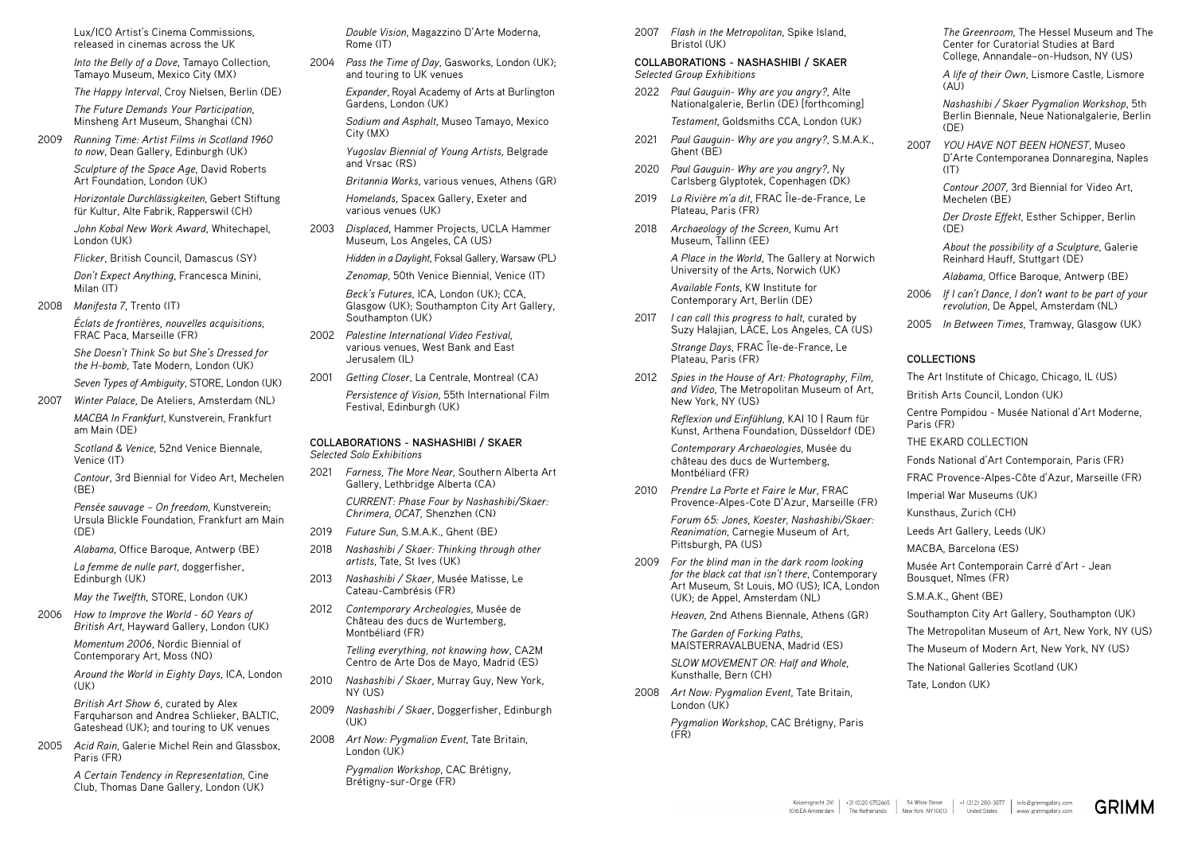Lux/ICO Artist's Cinema Commissions, released in cinemas across the UK

*Into the Belly of a Dove*, Tamayo Collection, Tamayo Museum, Mexico City (MX)

*The Happy Interval*, Croy Nielsen, Berlin (DE)

*The Future Demands Your Participation*, Minsheng Art Museum, Shanghai (CN)

2009 *Running Time: Artist Films in Scotland 1960 to now*, Dean Gallery, Edinburgh (UK)

*Sculpture of the Space Age*, David Roberts Art Foundation, London (UK)

*Horizontale Durchlässigkeiten*, Gebert Stiftung für Kultur, Alte Fabrik, Rapperswil (CH)

*John Kobal New Work Award*, Whitechapel, London (UK)

*Flicker*, British Council, Damascus (SY)

*Don't Expect Anything*, Francesca Minini, Milan (IT)

2008 *Manifesta 7*, Trento (IT)

*Éclats de frontières, nouvelles acquisitions*, FRAC Paca, Marseille (FR)

*She Doesn't Think So but She's Dressed for the H-bomb*, Tate Modern, London (UK)

*Seven Types of Ambiguity*, STORE, London (UK)

2007 *Winter Palace*, De Ateliers, Amsterdam (NL)

*MACBA In Frankfurt*, Kunstverein, Frankfurt am Main (DE)

*Scotland & Venice*, 52nd Venice Biennale, Venice (IT)

*Contour*, 3rd Biennial for Video Art, Mechelen (BE)

*Pensée sauvage – On freedom*, Kunstverein; Ursula Blickle Foundation, Frankfurt am Main (DE)

*Alabama*, Office Baroque, Antwerp (BE)

*La femme de nulle part*, doggerfisher, Edinburgh (UK)

*May the Twelfth*, STORE, London (UK)

2006 *How to Improve the World - 60 Years of British Art*, Hayward Gallery, London (UK)

*Momentum 2006*, Nordic Biennial of Contemporary Art, Moss (NO)

*Around the World in Eighty Days*, ICA, London (UK)

*British Art Show 6*, curated by Alex Farquharson and Andrea Schlieker, BALTIC, Gateshead (UK); and touring to UK venues

2005 *Acid Rain*, Galerie Michel Rein and Glassbox, Paris (FR)

*A Certain Tendency in Representation*, Cine Club, Thomas Dane Gallery, London (UK)

*Double Vision*, Magazzino D'Arte Moderna, Rome (IT)

2004 *Pass the Time of Day*, Gasworks, London (UK); and touring to UK venues

*Expander*, Royal Academy of Arts at Burlington Gardens, London (UK)

*Sodium and Asphalt*, Museo Tamayo, Mexico City (MX)

*Yugoslav Biennial of Young Artists*, Belgrade and Vrsac (RS)

*Britannia Works*, various venues, Athens (GR)

*Homelands*, Spacex Gallery, Exeter and various venues (UK)

2003 *Displaced*, Hammer Projects, UCLA Hammer Museum, Los Angeles, CA (US)

*Hidden in a Daylight*, Foksal Gallery, Warsaw (PL)

*Zenomap*, 50th Venice Biennial, Venice (IT)

*Beck's Futures*, ICA, London (UK); CCA, Glasgow (UK); Southampton City Art Gallery, Southampton (UK)

2002 *Palestine International Video Festival*, various venues, West Bank and East Jerusalem (IL)

2001 *Getting Closer*, La Centrale, Montreal (CA)

*Persistence of Vision*, 55th International Film Festival, Edinburgh (UK)

## COLLABORATIONS - NASHASHIBI / SKAER
*Selected Solo Exhibitions*

2021 *Farness, The More Near*, Southern Alberta Art Gallery, Lethbridge Alberta (CA)

*CURRENT: Phase Four by Nashashibi/Skaer: Chrimera, OCAT*, Shenzhen (CN)

2019 *Future Sun*, S.M.A.K., Ghent (BE)

2018 *Nashashibi / Skaer: Thinking through other artists*, Tate, St Ives (UK)

2013 *Nashashibi / Skaer*, Musée Matisse, Le Cateau-Cambrésis (FR)

2012 *Contemporary Archeologies*, Musée de Château des ducs de Wurtemberg, Montbéliard (FR)

*Telling everything, not knowing how*, CA2M Centro de Arte Dos de Mayo, Madrid (ES)

2010 *Nashashibi / Skaer*, Murray Guy, New York, NY (US)

2009 *Nashashibi / Skaer*, Doggerfisher, Edinburgh (UK)

2008 *Art Now: Pygmalion Event*, Tate Britain, London (UK)

*Pygmalion Workshop*, CAC Brétigny, Brétigny-sur-Orge (FR)

2007 *Flash in the Metropolitan*, Spike Island, Bristol (UK)

## COLLABORATIONS - NASHASHIBI / SKAER
*Selected Group Exhibitions*

2022 *Paul Gauguin- Why are you angry?*, Alte Nationalgalerie, Berlin (DE) [forthcoming]

*Testament*, Goldsmiths CCA, London (UK)

2021 *Paul Gauguin- Why are you angry?*, S.M.A.K., Ghent (BE)

2020 *Paul Gauguin- Why are you angry?*, Ny Carlsberg Glyptotek, Copenhagen (DK)

2019 *La Rivière m'a dit*, FRAC Île-de-France, Le Plateau, Paris (FR)

2018 *Archaeology of the Screen*, Kumu Art Museum, Tallinn (EE)

*A Place in the World*, The Gallery at Norwich University of the Arts, Norwich (UK)

*Available Fonts*, KW Institute for Contemporary Art, Berlin (DE)

2017 *I can call this progress to halt*, curated by Suzy Halajian, LACE, Los Angeles, CA (US)

*Strange Days*, FRAC Île-de-France, Le Plateau, Paris (FR)

2012 *Spies in the House of Art: Photography, Film, and Video*, The Metropolitan Museum of Art, New York, NY (US)

*Reflexion und Einfühlung*, KAI 10 | Raum für Kunst, Arthena Foundation, Düsseldorf (DE)

*Contemporary Archaeologies*, Musée du château des ducs de Wurtemberg, Montbéliard (FR)

2010 *Prendre La Porte et Faire le Mur*, FRAC Provence-Alpes-Cote D'Azur, Marseille (FR)

*Forum 65: Jones, Koester, Nashashibi/Skaer: Reanimation*, Carnegie Museum of Art, Pittsburgh, PA (US)

2009 *For the blind man in the dark room looking for the black cat that isn't there*, Contemporary Art Museum, St Louis, MO (US); ICA, London (UK); de Appel, Amsterdam (NL)

*Heaven*, 2nd Athens Biennale, Athens (GR)

*The Garden of Forking Paths*, MAISTERRAVALBUENA, Madrid (ES)

*SLOW MOVEMENT OR: Half and Whole*, Kunsthalle, Bern (CH)

2008 *Art Now: Pygmalion Event*, Tate Britain, London (UK)

*Pygmalion Workshop*, CAC Brétigny, Paris (FR)

*The Greenroom*, The Hessel Museum and The Center for Curatorial Studies at Bard College, Annandale–on-Hudson, NY (US)

*A life of their Own*, Lismore Castle, Lismore (AU)

*Nashashibi / Skaer Pygmalion Workshop*, 5th Berlin Biennale, Neue Nationalgalerie, Berlin (DE)

2007 *YOU HAVE NOT BEEN HONEST*, Museo D'Arte Contemporanea Donnaregina, Naples (IT)

*Contour 2007*, 3rd Biennial for Video Art, Mechelen (BE)

*Der Droste Effekt*, Esther Schipper, Berlin (DE)

*About the possibility of a Sculpture*, Galerie Reinhard Hauff, Stuttgart (DE)

*Alabama*, Office Baroque, Antwerp (BE)

2006 *If I can't Dance, I don't want to be part of your revolution*, De Appel, Amsterdam (NL)

2005 *In Between Times*, Tramway, Glasgow (UK)

## COLLECTIONS

The Art Institute of Chicago, Chicago, IL (US)

British Arts Council, London (UK)

Centre Pompidou - Musée National d'Art Moderne, Paris (FR)

THE EKARD COLLECTION

Fonds National d'Art Contemporain, Paris (FR)

FRAC Provence-Alpes-Côte d'Azur, Marseille (FR)

Imperial War Museums (UK)

Kunsthaus, Zurich (CH)

Leeds Art Gallery, Leeds (UK)

MACBA, Barcelona (ES)

Musée Art Contemporain Carré d'Art - Jean Bousquet, Nîmes (FR)

S.M.A.K., Ghent (BE)

Southampton City Art Gallery, Southampton (UK)

The Metropolitan Museum of Art, New York, NY (US)

The Museum of Modern Art, New York, NY (US)

The National Galleries Scotland (UK)

Tate, London (UK)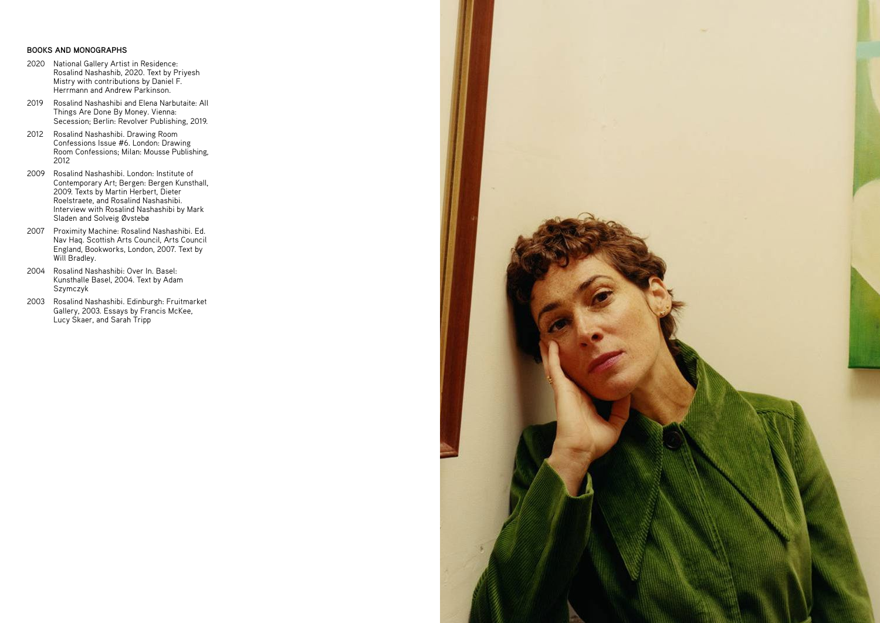**BOOKS AND MONOGRAPHS**

2020 National Gallery Artist in Residence: Rosalind Nashashib, 2020. Text by Priyesh Mistry with contributions by Daniel F. Herrmann and Andrew Parkinson.

2019 Rosalind Nashashibi and Elena Narbutaite: All Things Are Done By Money. Vienna: Secession; Berlin: Revolver Publishing, 2019.

2012 Rosalind Nashashibi. Drawing Room Confessions Issue #6. London: Drawing Room Confessions; Milan: Mousse Publishing, 2012

2009 Rosalind Nashashibi. London: Institute of Contemporary Art; Bergen: Bergen Kunsthall, 2009. Texts by Martin Herbert, Dieter Roelstraete, and Rosalind Nashashibi. Interview with Rosalind Nashashibi by Mark Sladen and Solveig Øvstebø

2007 Proximity Machine: Rosalind Nashashibi. Ed. Nav Haq. Scottish Arts Council, Arts Council England, Bookworks, London, 2007. Text by Will Bradley.

2004 Rosalind Nashashibi: Over In. Basel: Kunsthalle Basel, 2004. Text by Adam Szymczyk

2003 Rosalind Nashashibi. Edinburgh: Fruitmarket Gallery, 2003. Essays by Francis McKee, Lucy Skaer, and Sarah Tripp